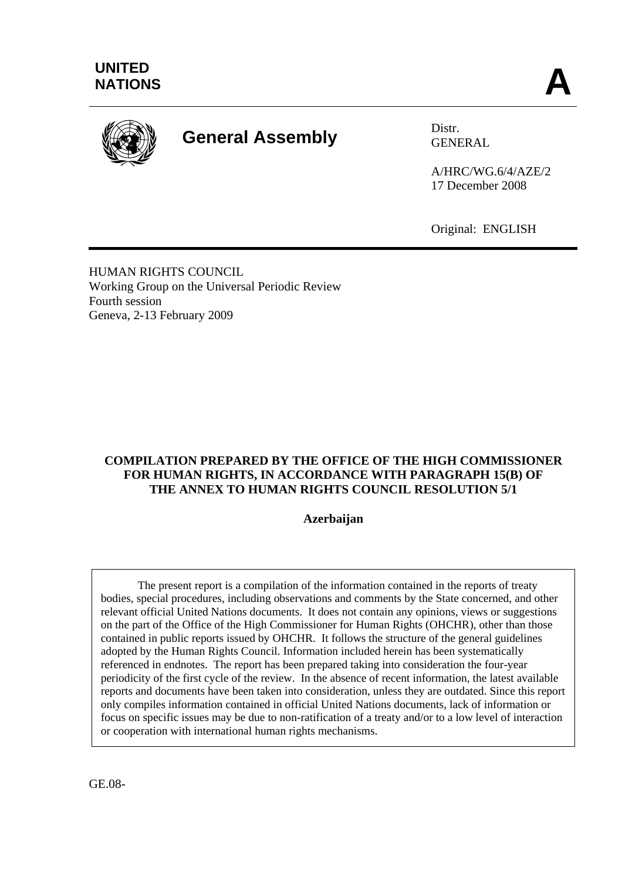UNITED NATIONS

**A**

# General Assembly

Distr.
GENERAL

A/HRC/WG.6/4/AZE/2
17 December 2008

Original: ENGLISH

HUMAN RIGHTS COUNCIL
Working Group on the Universal Periodic Review
Fourth session
Geneva, 2-13 February 2009

**COMPILATION PREPARED BY THE OFFICE OF THE HIGH COMMISSIONER FOR HUMAN RIGHTS, IN ACCORDANCE WITH PARAGRAPH 15(B) OF THE ANNEX TO HUMAN RIGHTS COUNCIL RESOLUTION 5/1**

**Azerbaijan**

The present report is a compilation of the information contained in the reports of treaty bodies, special procedures, including observations and comments by the State concerned, and other relevant official United Nations documents. It does not contain any opinions, views or suggestions on the part of the Office of the High Commissioner for Human Rights (OHCHR), other than those contained in public reports issued by OHCHR. It follows the structure of the general guidelines adopted by the Human Rights Council. Information included herein has been systematically referenced in endnotes. The report has been prepared taking into consideration the four-year periodicity of the first cycle of the review. In the absence of recent information, the latest available reports and documents have been taken into consideration, unless they are outdated. Since this report only compiles information contained in official United Nations documents, lack of information or focus on specific issues may be due to non-ratification of a treaty and/or to a low level of interaction or cooperation with international human rights mechanisms.

GE.08-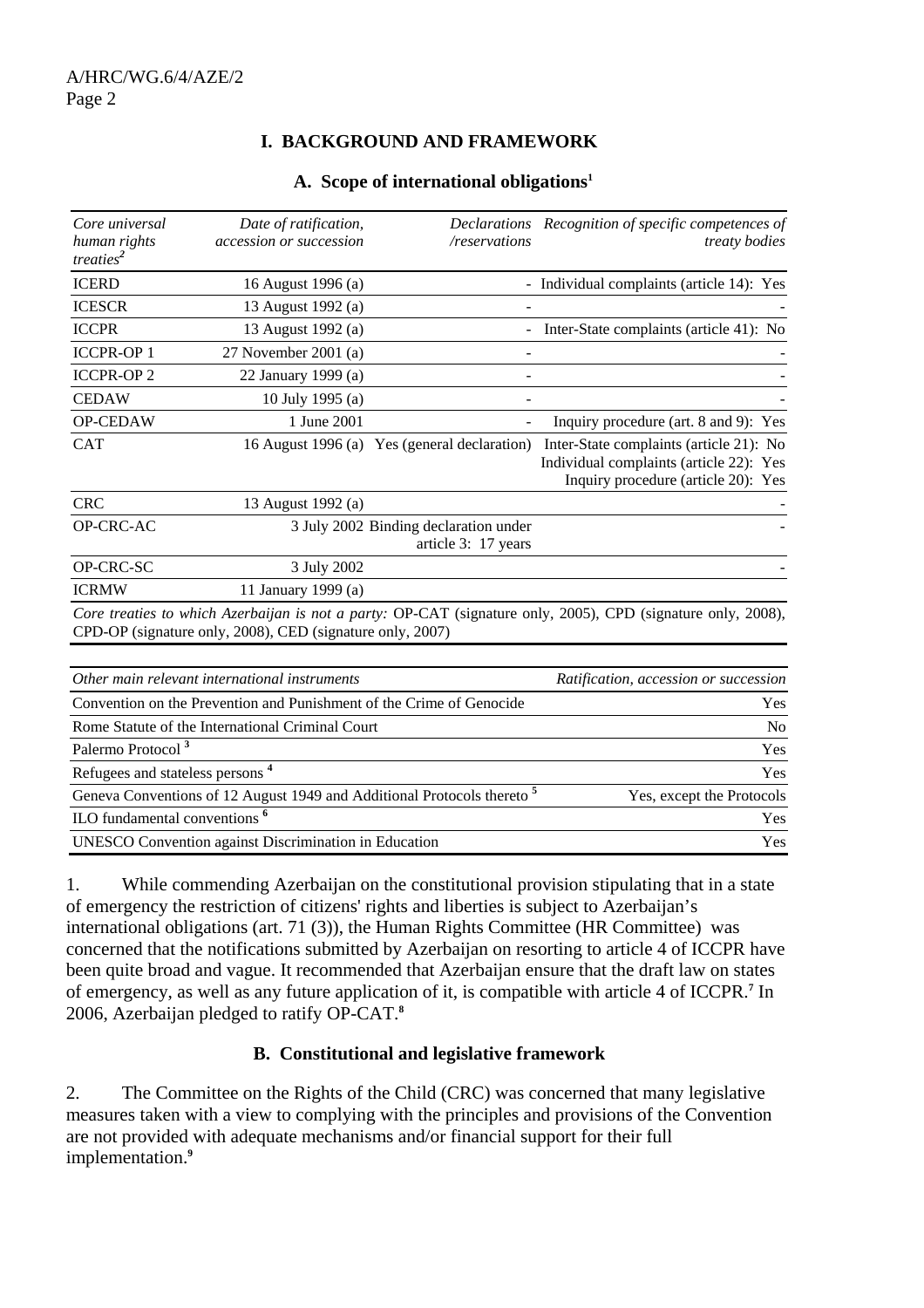## I. BACKGROUND AND FRAMEWORK

### A. Scope of international obligations[1]

| *Core universal human rights treaties*[2] | *Date of ratification, accession or succession* | *Declarations /reservations* | *Recognition of specific competences of treaty bodies* |
|---|---|---|---|
| ICERD | 16 August 1996 (a) | - | Individual complaints (article 14): Yes |
| ICESCR | 13 August 1992 (a) | - | - |
| ICCPR | 13 August 1992 (a) | - | Inter-State complaints (article 41): No |
| ICCPR-OP 1 | 27 November 2001 (a) | - | - |
| ICCPR-OP 2 | 22 January 1999 (a) | - | - |
| CEDAW | 10 July 1995 (a) | - | - |
| OP-CEDAW | 1 June 2001 | - | Inquiry procedure (art. 8 and 9): Yes |
| CAT | 16 August 1996 (a) | Yes (general declaration) | Inter-State complaints (article 21): No<br>Individual complaints (article 22): Yes<br>Inquiry procedure (article 20): Yes |
| CRC | 13 August 1992 (a) | | - |
| OP-CRC-AC | 3 July 2002 | Binding declaration under article 3: 17 years | - |
| OP-CRC-SC | 3 July 2002 | | - |
| ICRMW | 11 January 1999 (a) | | |

*Core treaties to which Azerbaijan is not a party:* OP-CAT (signature only, 2005), CPD (signature only, 2008), CPD-OP (signature only, 2008), CED (signature only, 2007)

| *Other main relevant international instruments* | *Ratification, accession or succession* |
|---|---|
| Convention on the Prevention and Punishment of the Crime of Genocide | Yes |
| Rome Statute of the International Criminal Court | No |
| Palermo Protocol [3] | Yes |
| Refugees and stateless persons [4] | Yes |
| Geneva Conventions of 12 August 1949 and Additional Protocols thereto [5] | Yes, except the Protocols |
| ILO fundamental conventions [6] | Yes |
| UNESCO Convention against Discrimination in Education | Yes |

1. While commending Azerbaijan on the constitutional provision stipulating that in a state of emergency the restriction of citizens' rights and liberties is subject to Azerbaijan's international obligations (art. 71 (3)), the Human Rights Committee (HR Committee) was concerned that the notifications submitted by Azerbaijan on resorting to article 4 of ICCPR have been quite broad and vague. It recommended that Azerbaijan ensure that the draft law on states of emergency, as well as any future application of it, is compatible with article 4 of ICCPR.[7] In 2006, Azerbaijan pledged to ratify OP-CAT.[8]

### B. Constitutional and legislative framework

2. The Committee on the Rights of the Child (CRC) was concerned that many legislative measures taken with a view to complying with the principles and provisions of the Convention are not provided with adequate mechanisms and/or financial support for their full implementation.[9]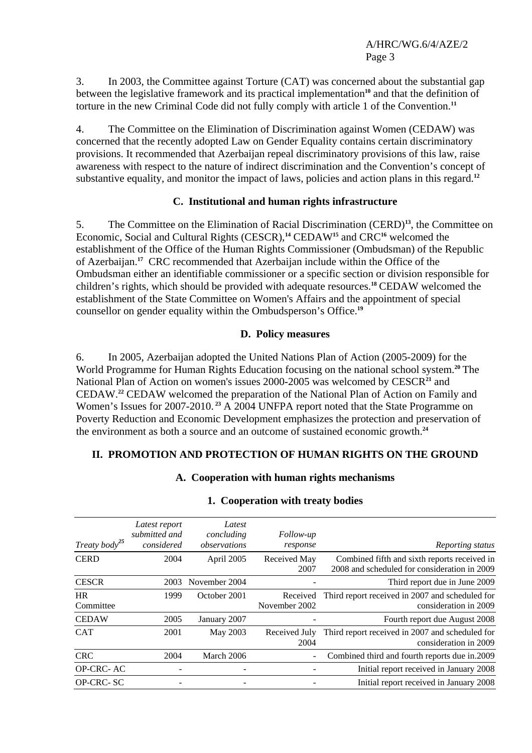3. In 2003, the Committee against Torture (CAT) was concerned about the substantial gap between the legislative framework and its practical implementation[10] and that the definition of torture in the new Criminal Code did not fully comply with article 1 of the Convention.[11]

4. The Committee on the Elimination of Discrimination against Women (CEDAW) was concerned that the recently adopted Law on Gender Equality contains certain discriminatory provisions. It recommended that Azerbaijan repeal discriminatory provisions of this law, raise awareness with respect to the nature of indirect discrimination and the Convention's concept of substantive equality, and monitor the impact of laws, policies and action plans in this regard.[12]

### C. Institutional and human rights infrastructure

5. The Committee on the Elimination of Racial Discrimination (CERD)[13], the Committee on Economic, Social and Cultural Rights (CESCR),[14] CEDAW[15] and CRC[16] welcomed the establishment of the Office of the Human Rights Commissioner (Ombudsman) of the Republic of Azerbaijan.[17] CRC recommended that Azerbaijan include within the Office of the Ombudsman either an identifiable commissioner or a specific section or division responsible for children's rights, which should be provided with adequate resources.[18] CEDAW welcomed the establishment of the State Committee on Women's Affairs and the appointment of special counsellor on gender equality within the Ombudsperson's Office.[19]

### D. Policy measures

6. In 2005, Azerbaijan adopted the United Nations Plan of Action (2005-2009) for the World Programme for Human Rights Education focusing on the national school system.[20] The National Plan of Action on women's issues 2000-2005 was welcomed by CESCR[21] and CEDAW.[22] CEDAW welcomed the preparation of the National Plan of Action on Family and Women's Issues for 2007-2010.[23] A 2004 UNFPA report noted that the State Programme on Poverty Reduction and Economic Development emphasizes the protection and preservation of the environment as both a source and an outcome of sustained economic growth.[24]

## II. PROMOTION AND PROTECTION OF HUMAN RIGHTS ON THE GROUND

### A. Cooperation with human rights mechanisms

#### 1. Cooperation with treaty bodies

| *Treaty body*[25] | *Latest report submitted and considered* | *Latest concluding observations* | *Follow-up response* | *Reporting status* |
|---|---|---|---|---|
| CERD | 2004 | April 2005 | Received May 2007 | Combined fifth and sixth reports received in 2008 and scheduled for consideration in 2009 |
| CESCR | 2003 | November 2004 | - | Third report due in June 2009 |
| HR Committee | 1999 | October 2001 | Received November 2002 | Third report received in 2007 and scheduled for consideration in 2009 |
| CEDAW | 2005 | January 2007 | - | Fourth report due August 2008 |
| CAT | 2001 | May 2003 | Received July 2004 | Third report received in 2007 and scheduled for consideration in 2009 |
| CRC | 2004 | March 2006 | - | Combined third and fourth reports due in.2009 |
| OP-CRC- AC | - | - | - | Initial report received in January 2008 |
| OP-CRC- SC | - | - | - | Initial report received in January 2008 |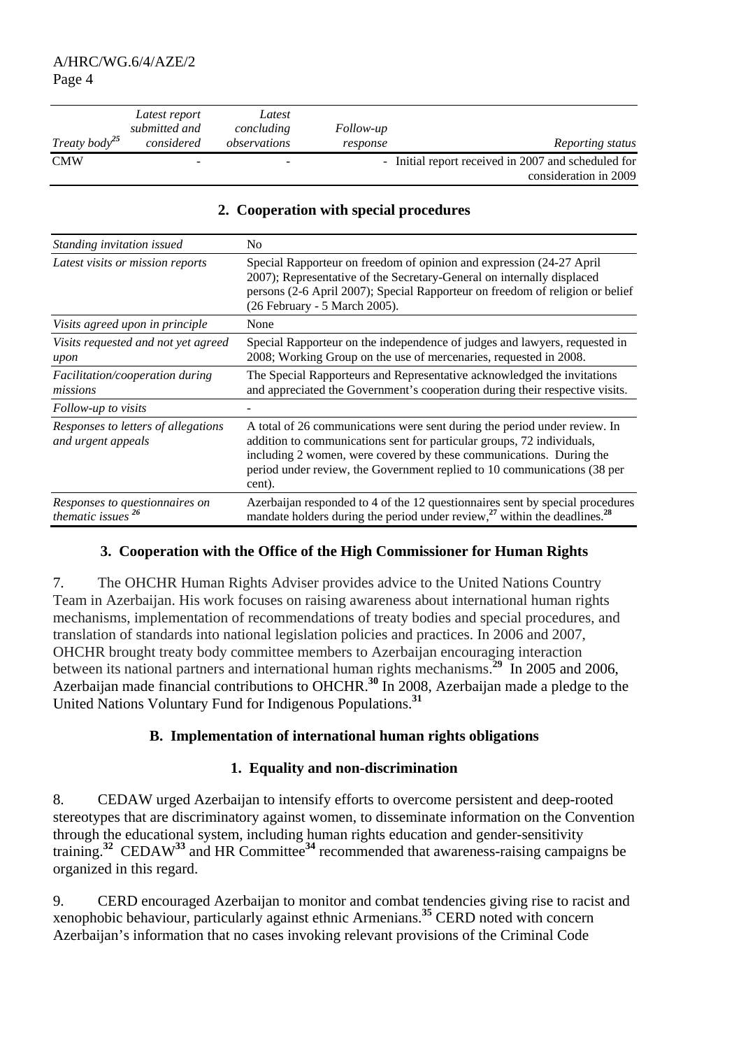| *Treaty body*[25] | *Latest report submitted and considered* | *Latest concluding observations* | *Follow-up response* | *Reporting status* |
|---|---|---|---|---|
| CMW | - | - | - | Initial report received in 2007 and scheduled for consideration in 2009 |

### 2. Cooperation with special procedures

| | |
|---|---|
| *Standing invitation issued* | No |
| *Latest visits or mission reports* | Special Rapporteur on freedom of opinion and expression (24-27 April 2007); Representative of the Secretary-General on internally displaced persons (2-6 April 2007); Special Rapporteur on freedom of religion or belief (26 February - 5 March 2005). |
| *Visits agreed upon in principle* | None |
| *Visits requested and not yet agreed upon* | Special Rapporteur on the independence of judges and lawyers, requested in 2008; Working Group on the use of mercenaries, requested in 2008. |
| *Facilitation/cooperation during missions* | The Special Rapporteurs and Representative acknowledged the invitations and appreciated the Government's cooperation during their respective visits. |
| *Follow-up to visits* | - |
| *Responses to letters of allegations and urgent appeals* | A total of 26 communications were sent during the period under review. In addition to communications sent for particular groups, 72 individuals, including 2 women, were covered by these communications. During the period under review, the Government replied to 10 communications (38 per cent). |
| *Responses to questionnaires on thematic issues*[26] | Azerbaijan responded to 4 of the 12 questionnaires sent by special procedures mandate holders during the period under review,[27] within the deadlines.[28] |

### 3. Cooperation with the Office of the High Commissioner for Human Rights

7. The OHCHR Human Rights Adviser provides advice to the United Nations Country Team in Azerbaijan. His work focuses on raising awareness about international human rights mechanisms, implementation of recommendations of treaty bodies and special procedures, and translation of standards into national legislation policies and practices. In 2006 and 2007, OHCHR brought treaty body committee members to Azerbaijan encouraging interaction between its national partners and international human rights mechanisms.[29] In 2005 and 2006, Azerbaijan made financial contributions to OHCHR.[30] In 2008, Azerbaijan made a pledge to the United Nations Voluntary Fund for Indigenous Populations.[31]

## B. Implementation of international human rights obligations

### 1. Equality and non-discrimination

8. CEDAW urged Azerbaijan to intensify efforts to overcome persistent and deep-rooted stereotypes that are discriminatory against women, to disseminate information on the Convention through the educational system, including human rights education and gender-sensitivity training.[32] CEDAW[33] and HR Committee[34] recommended that awareness-raising campaigns be organized in this regard.

9. CERD encouraged Azerbaijan to monitor and combat tendencies giving rise to racist and xenophobic behaviour, particularly against ethnic Armenians.[35] CERD noted with concern Azerbaijan's information that no cases invoking relevant provisions of the Criminal Code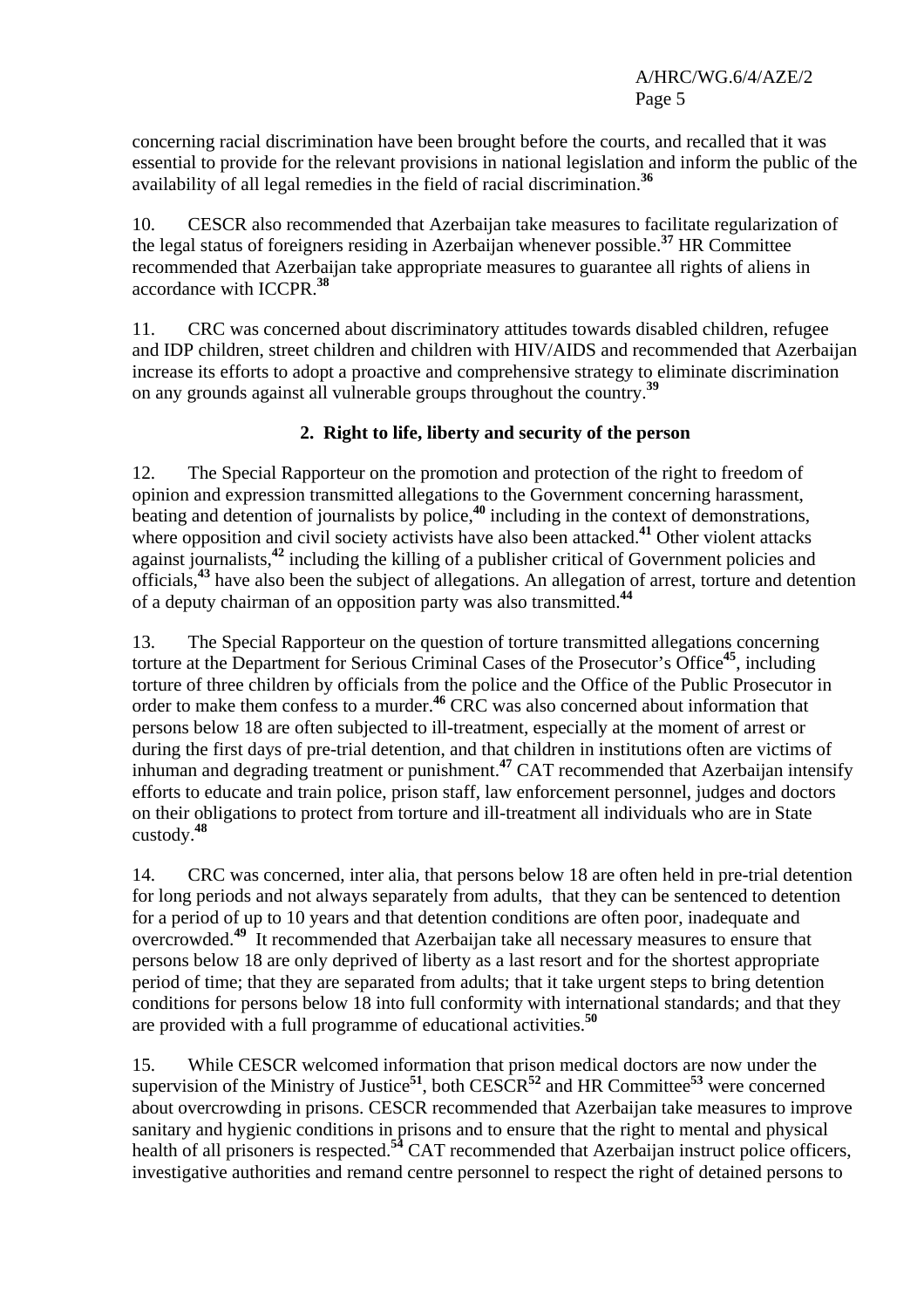concerning racial discrimination have been brought before the courts, and recalled that it was essential to provide for the relevant provisions in national legislation and inform the public of the availability of all legal remedies in the field of racial discrimination.[36]

10. CESCR also recommended that Azerbaijan take measures to facilitate regularization of the legal status of foreigners residing in Azerbaijan whenever possible.[37] HR Committee recommended that Azerbaijan take appropriate measures to guarantee all rights of aliens in accordance with ICCPR.[38]

11. CRC was concerned about discriminatory attitudes towards disabled children, refugee and IDP children, street children and children with HIV/AIDS and recommended that Azerbaijan increase its efforts to adopt a proactive and comprehensive strategy to eliminate discrimination on any grounds against all vulnerable groups throughout the country.[39]

### 2. Right to life, liberty and security of the person

12. The Special Rapporteur on the promotion and protection of the right to freedom of opinion and expression transmitted allegations to the Government concerning harassment, beating and detention of journalists by police,[40] including in the context of demonstrations, where opposition and civil society activists have also been attacked.[41] Other violent attacks against journalists,[42] including the killing of a publisher critical of Government policies and officials,[43] have also been the subject of allegations. An allegation of arrest, torture and detention of a deputy chairman of an opposition party was also transmitted.[44]

13. The Special Rapporteur on the question of torture transmitted allegations concerning torture at the Department for Serious Criminal Cases of the Prosecutor's Office[45], including torture of three children by officials from the police and the Office of the Public Prosecutor in order to make them confess to a murder.[46] CRC was also concerned about information that persons below 18 are often subjected to ill-treatment, especially at the moment of arrest or during the first days of pre-trial detention, and that children in institutions often are victims of inhuman and degrading treatment or punishment.[47] CAT recommended that Azerbaijan intensify efforts to educate and train police, prison staff, law enforcement personnel, judges and doctors on their obligations to protect from torture and ill-treatment all individuals who are in State custody.[48]

14. CRC was concerned, inter alia, that persons below 18 are often held in pre-trial detention for long periods and not always separately from adults, that they can be sentenced to detention for a period of up to 10 years and that detention conditions are often poor, inadequate and overcrowded.[49] It recommended that Azerbaijan take all necessary measures to ensure that persons below 18 are only deprived of liberty as a last resort and for the shortest appropriate period of time; that they are separated from adults; that it take urgent steps to bring detention conditions for persons below 18 into full conformity with international standards; and that they are provided with a full programme of educational activities.[50]

15. While CESCR welcomed information that prison medical doctors are now under the supervision of the Ministry of Justice[51], both CESCR[52] and HR Committee[53] were concerned about overcrowding in prisons. CESCR recommended that Azerbaijan take measures to improve sanitary and hygienic conditions in prisons and to ensure that the right to mental and physical health of all prisoners is respected.[54] CAT recommended that Azerbaijan instruct police officers, investigative authorities and remand centre personnel to respect the right of detained persons to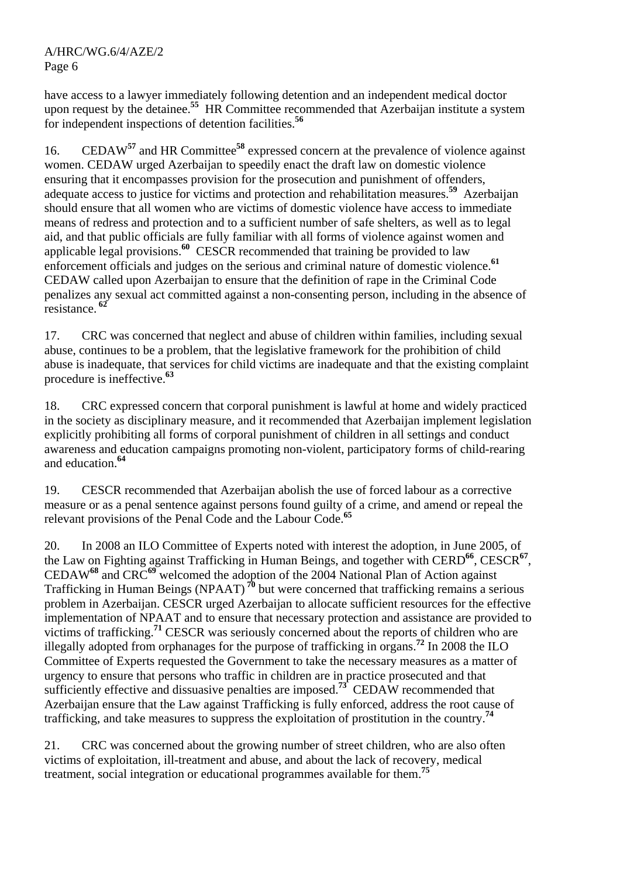have access to a lawyer immediately following detention and an independent medical doctor upon request by the detainee.[55] HR Committee recommended that Azerbaijan institute a system for independent inspections of detention facilities.[56]

16. CEDAW[57] and HR Committee[58] expressed concern at the prevalence of violence against women. CEDAW urged Azerbaijan to speedily enact the draft law on domestic violence ensuring that it encompasses provision for the prosecution and punishment of offenders, adequate access to justice for victims and protection and rehabilitation measures.[59] Azerbaijan should ensure that all women who are victims of domestic violence have access to immediate means of redress and protection and to a sufficient number of safe shelters, as well as to legal aid, and that public officials are fully familiar with all forms of violence against women and applicable legal provisions.[60] CESCR recommended that training be provided to law enforcement officials and judges on the serious and criminal nature of domestic violence.[61] CEDAW called upon Azerbaijan to ensure that the definition of rape in the Criminal Code penalizes any sexual act committed against a non-consenting person, including in the absence of resistance.[62]

17. CRC was concerned that neglect and abuse of children within families, including sexual abuse, continues to be a problem, that the legislative framework for the prohibition of child abuse is inadequate, that services for child victims are inadequate and that the existing complaint procedure is ineffective.[63]

18. CRC expressed concern that corporal punishment is lawful at home and widely practiced in the society as disciplinary measure, and it recommended that Azerbaijan implement legislation explicitly prohibiting all forms of corporal punishment of children in all settings and conduct awareness and education campaigns promoting non-violent, participatory forms of child-rearing and education.[64]

19. CESCR recommended that Azerbaijan abolish the use of forced labour as a corrective measure or as a penal sentence against persons found guilty of a crime, and amend or repeal the relevant provisions of the Penal Code and the Labour Code.[65]

20. In 2008 an ILO Committee of Experts noted with interest the adoption, in June 2005, of the Law on Fighting against Trafficking in Human Beings, and together with CERD[66], CESCR[67], CEDAW[68] and CRC[69] welcomed the adoption of the 2004 National Plan of Action against Trafficking in Human Beings (NPAAT)[70] but were concerned that trafficking remains a serious problem in Azerbaijan. CESCR urged Azerbaijan to allocate sufficient resources for the effective implementation of NPAAT and to ensure that necessary protection and assistance are provided to victims of trafficking.[71] CESCR was seriously concerned about the reports of children who are illegally adopted from orphanages for the purpose of trafficking in organs.[72] In 2008 the ILO Committee of Experts requested the Government to take the necessary measures as a matter of urgency to ensure that persons who traffic in children are in practice prosecuted and that sufficiently effective and dissuasive penalties are imposed.[73] CEDAW recommended that Azerbaijan ensure that the Law against Trafficking is fully enforced, address the root cause of trafficking, and take measures to suppress the exploitation of prostitution in the country.[74]

21. CRC was concerned about the growing number of street children, who are also often victims of exploitation, ill-treatment and abuse, and about the lack of recovery, medical treatment, social integration or educational programmes available for them.[75]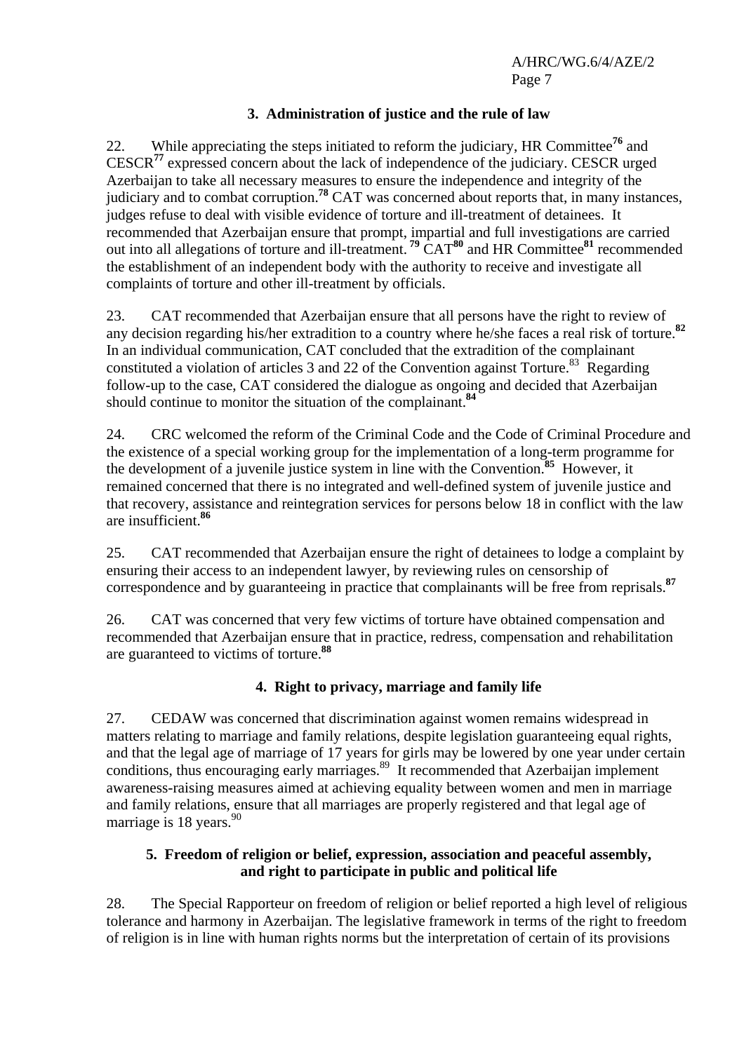### 3. Administration of justice and the rule of law

22. While appreciating the steps initiated to reform the judiciary, HR Committee[76] and CESCR[77] expressed concern about the lack of independence of the judiciary. CESCR urged Azerbaijan to take all necessary measures to ensure the independence and integrity of the judiciary and to combat corruption.[78] CAT was concerned about reports that, in many instances, judges refuse to deal with visible evidence of torture and ill-treatment of detainees. It recommended that Azerbaijan ensure that prompt, impartial and full investigations are carried out into all allegations of torture and ill-treatment.[79] CAT[80] and HR Committee[81] recommended the establishment of an independent body with the authority to receive and investigate all complaints of torture and other ill-treatment by officials.

23. CAT recommended that Azerbaijan ensure that all persons have the right to review of any decision regarding his/her extradition to a country where he/she faces a real risk of torture.[82] In an individual communication, CAT concluded that the extradition of the complainant constituted a violation of articles 3 and 22 of the Convention against Torture.[83] Regarding follow-up to the case, CAT considered the dialogue as ongoing and decided that Azerbaijan should continue to monitor the situation of the complainant.[84]

24. CRC welcomed the reform of the Criminal Code and the Code of Criminal Procedure and the existence of a special working group for the implementation of a long-term programme for the development of a juvenile justice system in line with the Convention.[85] However, it remained concerned that there is no integrated and well-defined system of juvenile justice and that recovery, assistance and reintegration services for persons below 18 in conflict with the law are insufficient.[86]

25. CAT recommended that Azerbaijan ensure the right of detainees to lodge a complaint by ensuring their access to an independent lawyer, by reviewing rules on censorship of correspondence and by guaranteeing in practice that complainants will be free from reprisals.[87]

26. CAT was concerned that very few victims of torture have obtained compensation and recommended that Azerbaijan ensure that in practice, redress, compensation and rehabilitation are guaranteed to victims of torture.[88]

### 4. Right to privacy, marriage and family life

27. CEDAW was concerned that discrimination against women remains widespread in matters relating to marriage and family relations, despite legislation guaranteeing equal rights, and that the legal age of marriage of 17 years for girls may be lowered by one year under certain conditions, thus encouraging early marriages.[89] It recommended that Azerbaijan implement awareness-raising measures aimed at achieving equality between women and men in marriage and family relations, ensure that all marriages are properly registered and that legal age of marriage is 18 years.[90]

### 5. Freedom of religion or belief, expression, association and peaceful assembly, and right to participate in public and political life

28. The Special Rapporteur on freedom of religion or belief reported a high level of religious tolerance and harmony in Azerbaijan. The legislative framework in terms of the right to freedom of religion is in line with human rights norms but the interpretation of certain of its provisions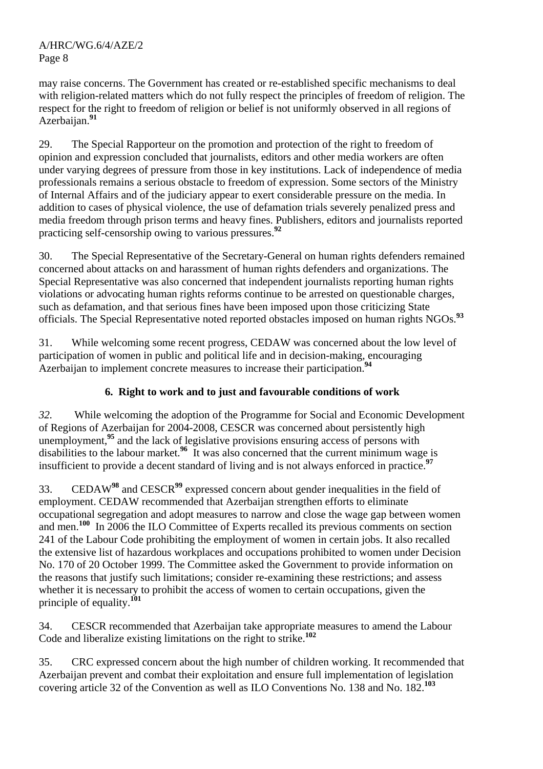may raise concerns. The Government has created or re-established specific mechanisms to deal with religion-related matters which do not fully respect the principles of freedom of religion. The respect for the right to freedom of religion or belief is not uniformly observed in all regions of Azerbaijan.[91]

29. The Special Rapporteur on the promotion and protection of the right to freedom of opinion and expression concluded that journalists, editors and other media workers are often under varying degrees of pressure from those in key institutions. Lack of independence of media professionals remains a serious obstacle to freedom of expression. Some sectors of the Ministry of Internal Affairs and of the judiciary appear to exert considerable pressure on the media. In addition to cases of physical violence, the use of defamation trials severely penalized press and media freedom through prison terms and heavy fines. Publishers, editors and journalists reported practicing self-censorship owing to various pressures.[92]

30. The Special Representative of the Secretary-General on human rights defenders remained concerned about attacks on and harassment of human rights defenders and organizations. The Special Representative was also concerned that independent journalists reporting human rights violations or advocating human rights reforms continue to be arrested on questionable charges, such as defamation, and that serious fines have been imposed upon those criticizing State officials. The Special Representative noted reported obstacles imposed on human rights NGOs.[93]

31. While welcoming some recent progress, CEDAW was concerned about the low level of participation of women in public and political life and in decision-making, encouraging Azerbaijan to implement concrete measures to increase their participation.[94]

### 6. Right to work and to just and favourable conditions of work

*32.* While welcoming the adoption of the Programme for Social and Economic Development of Regions of Azerbaijan for 2004-2008, CESCR was concerned about persistently high unemployment,[95] and the lack of legislative provisions ensuring access of persons with disabilities to the labour market.[96] It was also concerned that the current minimum wage is insufficient to provide a decent standard of living and is not always enforced in practice.[97]

33. CEDAW[98] and CESCR[99] expressed concern about gender inequalities in the field of employment. CEDAW recommended that Azerbaijan strengthen efforts to eliminate occupational segregation and adopt measures to narrow and close the wage gap between women and men.[100] In 2006 the ILO Committee of Experts recalled its previous comments on section 241 of the Labour Code prohibiting the employment of women in certain jobs. It also recalled the extensive list of hazardous workplaces and occupations prohibited to women under Decision No. 170 of 20 October 1999. The Committee asked the Government to provide information on the reasons that justify such limitations; consider re-examining these restrictions; and assess whether it is necessary to prohibit the access of women to certain occupations, given the principle of equality.[101]

34. CESCR recommended that Azerbaijan take appropriate measures to amend the Labour Code and liberalize existing limitations on the right to strike.[102]

35. CRC expressed concern about the high number of children working. It recommended that Azerbaijan prevent and combat their exploitation and ensure full implementation of legislation covering article 32 of the Convention as well as ILO Conventions No. 138 and No. 182.[103]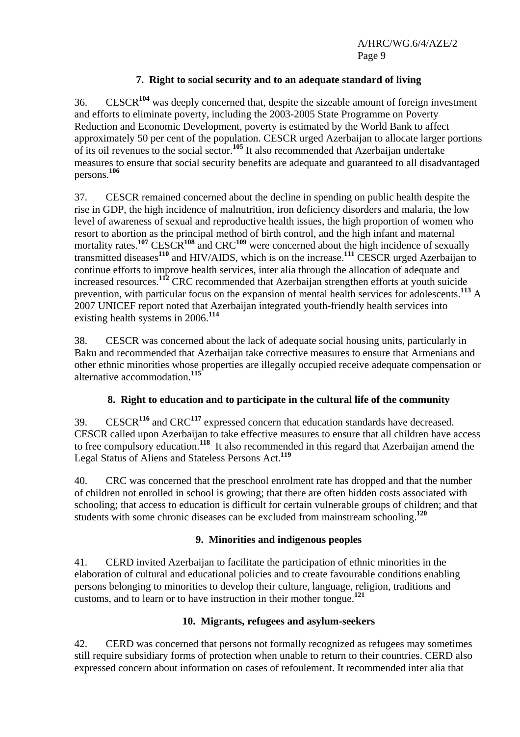### 7. Right to social security and to an adequate standard of living

36. CESCR[104] was deeply concerned that, despite the sizeable amount of foreign investment and efforts to eliminate poverty, including the 2003-2005 State Programme on Poverty Reduction and Economic Development, poverty is estimated by the World Bank to affect approximately 50 per cent of the population. CESCR urged Azerbaijan to allocate larger portions of its oil revenues to the social sector.[105] It also recommended that Azerbaijan undertake measures to ensure that social security benefits are adequate and guaranteed to all disadvantaged persons.[106]

37. CESCR remained concerned about the decline in spending on public health despite the rise in GDP, the high incidence of malnutrition, iron deficiency disorders and malaria, the low level of awareness of sexual and reproductive health issues, the high proportion of women who resort to abortion as the principal method of birth control, and the high infant and maternal mortality rates.[107] CESCR[108] and CRC[109] were concerned about the high incidence of sexually transmitted diseases[110] and HIV/AIDS, which is on the increase.[111] CESCR urged Azerbaijan to continue efforts to improve health services, inter alia through the allocation of adequate and increased resources.[112] CRC recommended that Azerbaijan strengthen efforts at youth suicide prevention, with particular focus on the expansion of mental health services for adolescents.[113] A 2007 UNICEF report noted that Azerbaijan integrated youth-friendly health services into existing health systems in 2006.[114]

38. CESCR was concerned about the lack of adequate social housing units, particularly in Baku and recommended that Azerbaijan take corrective measures to ensure that Armenians and other ethnic minorities whose properties are illegally occupied receive adequate compensation or alternative accommodation.[115]

### 8. Right to education and to participate in the cultural life of the community

39. CESCR[116] and CRC[117] expressed concern that education standards have decreased. CESCR called upon Azerbaijan to take effective measures to ensure that all children have access to free compulsory education.[118] It also recommended in this regard that Azerbaijan amend the Legal Status of Aliens and Stateless Persons Act.[119]

40. CRC was concerned that the preschool enrolment rate has dropped and that the number of children not enrolled in school is growing; that there are often hidden costs associated with schooling; that access to education is difficult for certain vulnerable groups of children; and that students with some chronic diseases can be excluded from mainstream schooling.[120]

### 9. Minorities and indigenous peoples

41. CERD invited Azerbaijan to facilitate the participation of ethnic minorities in the elaboration of cultural and educational policies and to create favourable conditions enabling persons belonging to minorities to develop their culture, language, religion, traditions and customs, and to learn or to have instruction in their mother tongue.[121]

### 10. Migrants, refugees and asylum-seekers

42. CERD was concerned that persons not formally recognized as refugees may sometimes still require subsidiary forms of protection when unable to return to their countries. CERD also expressed concern about information on cases of refoulement. It recommended inter alia that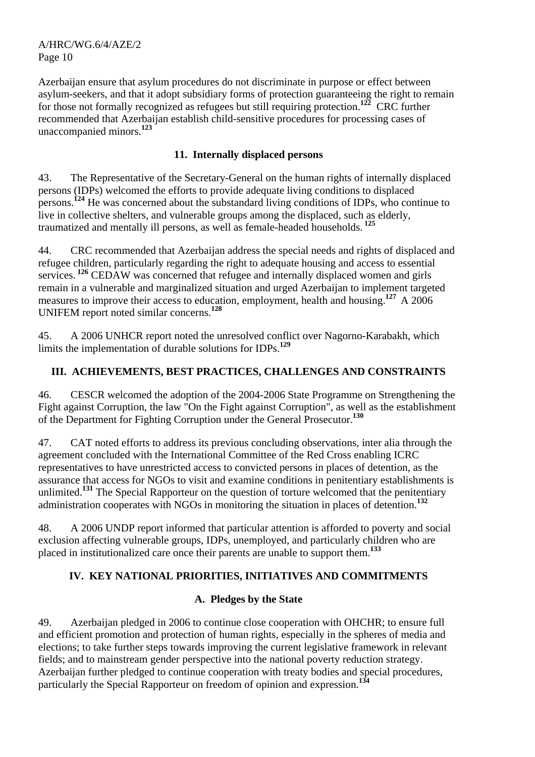Azerbaijan ensure that asylum procedures do not discriminate in purpose or effect between asylum-seekers, and that it adopt subsidiary forms of protection guaranteeing the right to remain for those not formally recognized as refugees but still requiring protection.[122] CRC further recommended that Azerbaijan establish child-sensitive procedures for processing cases of unaccompanied minors.[123]

### 11. Internally displaced persons

43. The Representative of the Secretary-General on the human rights of internally displaced persons (IDPs) welcomed the efforts to provide adequate living conditions to displaced persons.[124] He was concerned about the substandard living conditions of IDPs, who continue to live in collective shelters, and vulnerable groups among the displaced, such as elderly, traumatized and mentally ill persons, as well as female-headed households.[125]

44. CRC recommended that Azerbaijan address the special needs and rights of displaced and refugee children, particularly regarding the right to adequate housing and access to essential services.[126] CEDAW was concerned that refugee and internally displaced women and girls remain in a vulnerable and marginalized situation and urged Azerbaijan to implement targeted measures to improve their access to education, employment, health and housing.[127] A 2006 UNIFEM report noted similar concerns.[128]

45. A 2006 UNHCR report noted the unresolved conflict over Nagorno-Karabakh, which limits the implementation of durable solutions for IDPs.[129]

## III. ACHIEVEMENTS, BEST PRACTICES, CHALLENGES AND CONSTRAINTS

46. CESCR welcomed the adoption of the 2004-2006 State Programme on Strengthening the Fight against Corruption, the law "On the Fight against Corruption", as well as the establishment of the Department for Fighting Corruption under the General Prosecutor.[130]

47. CAT noted efforts to address its previous concluding observations, inter alia through the agreement concluded with the International Committee of the Red Cross enabling ICRC representatives to have unrestricted access to convicted persons in places of detention, as the assurance that access for NGOs to visit and examine conditions in penitentiary establishments is unlimited.[131] The Special Rapporteur on the question of torture welcomed that the penitentiary administration cooperates with NGOs in monitoring the situation in places of detention.[132]

48. A 2006 UNDP report informed that particular attention is afforded to poverty and social exclusion affecting vulnerable groups, IDPs, unemployed, and particularly children who are placed in institutionalized care once their parents are unable to support them.[133]

## IV. KEY NATIONAL PRIORITIES, INITIATIVES AND COMMITMENTS

### A. Pledges by the State

49. Azerbaijan pledged in 2006 to continue close cooperation with OHCHR; to ensure full and efficient promotion and protection of human rights, especially in the spheres of media and elections; to take further steps towards improving the current legislative framework in relevant fields; and to mainstream gender perspective into the national poverty reduction strategy. Azerbaijan further pledged to continue cooperation with treaty bodies and special procedures, particularly the Special Rapporteur on freedom of opinion and expression.[134]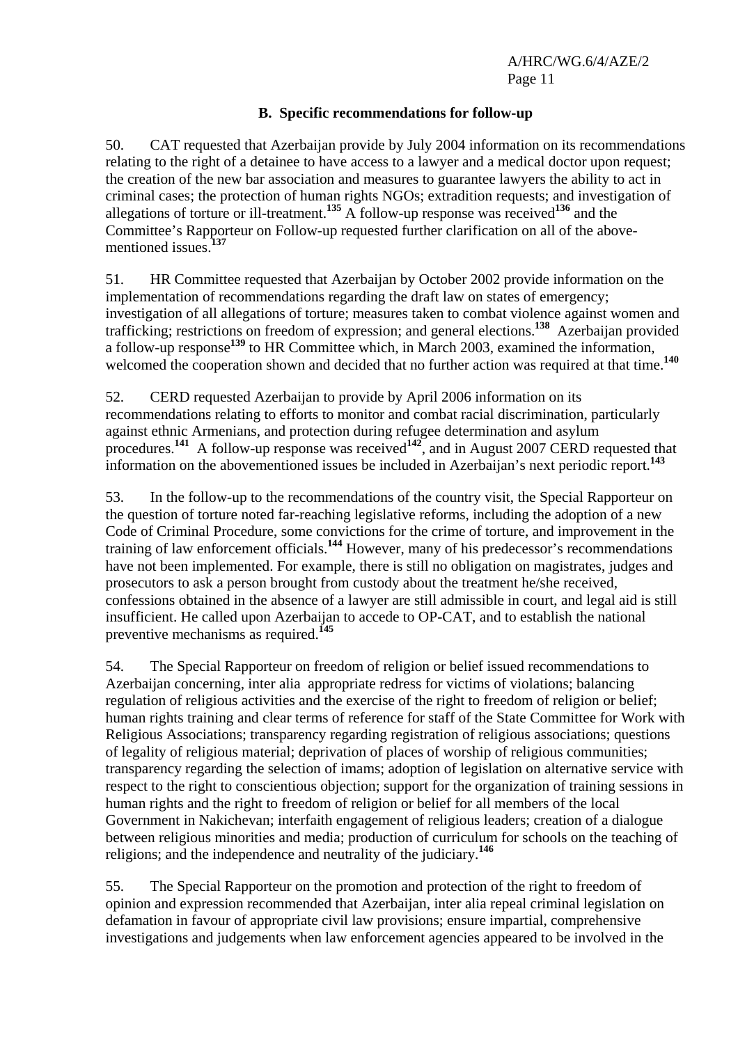### B. Specific recommendations for follow-up

50. CAT requested that Azerbaijan provide by July 2004 information on its recommendations relating to the right of a detainee to have access to a lawyer and a medical doctor upon request; the creation of the new bar association and measures to guarantee lawyers the ability to act in criminal cases; the protection of human rights NGOs; extradition requests; and investigation of allegations of torture or ill-treatment.[135] A follow-up response was received[136] and the Committee's Rapporteur on Follow-up requested further clarification on all of the above-mentioned issues.[137]

51. HR Committee requested that Azerbaijan by October 2002 provide information on the implementation of recommendations regarding the draft law on states of emergency; investigation of all allegations of torture; measures taken to combat violence against women and trafficking; restrictions on freedom of expression; and general elections.[138] Azerbaijan provided a follow-up response[139] to HR Committee which, in March 2003, examined the information, welcomed the cooperation shown and decided that no further action was required at that time.[140]

52. CERD requested Azerbaijan to provide by April 2006 information on its recommendations relating to efforts to monitor and combat racial discrimination, particularly against ethnic Armenians, and protection during refugee determination and asylum procedures.[141] A follow-up response was received[142], and in August 2007 CERD requested that information on the abovementioned issues be included in Azerbaijan's next periodic report.[143]

53. In the follow-up to the recommendations of the country visit, the Special Rapporteur on the question of torture noted far-reaching legislative reforms, including the adoption of a new Code of Criminal Procedure, some convictions for the crime of torture, and improvement in the training of law enforcement officials.[144] However, many of his predecessor's recommendations have not been implemented. For example, there is still no obligation on magistrates, judges and prosecutors to ask a person brought from custody about the treatment he/she received, confessions obtained in the absence of a lawyer are still admissible in court, and legal aid is still insufficient. He called upon Azerbaijan to accede to OP-CAT, and to establish the national preventive mechanisms as required.[145]

54. The Special Rapporteur on freedom of religion or belief issued recommendations to Azerbaijan concerning, inter alia appropriate redress for victims of violations; balancing regulation of religious activities and the exercise of the right to freedom of religion or belief; human rights training and clear terms of reference for staff of the State Committee for Work with Religious Associations; transparency regarding registration of religious associations; questions of legality of religious material; deprivation of places of worship of religious communities; transparency regarding the selection of imams; adoption of legislation on alternative service with respect to the right to conscientious objection; support for the organization of training sessions in human rights and the right to freedom of religion or belief for all members of the local Government in Nakichevan; interfaith engagement of religious leaders; creation of a dialogue between religious minorities and media; production of curriculum for schools on the teaching of religions; and the independence and neutrality of the judiciary.[146]

55. The Special Rapporteur on the promotion and protection of the right to freedom of opinion and expression recommended that Azerbaijan, inter alia repeal criminal legislation on defamation in favour of appropriate civil law provisions; ensure impartial, comprehensive investigations and judgements when law enforcement agencies appeared to be involved in the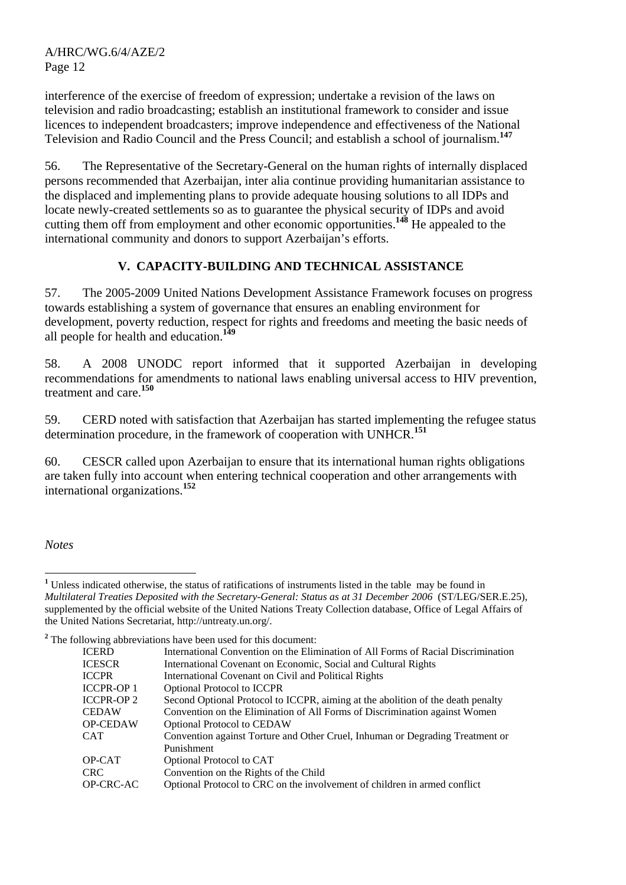interference of the exercise of freedom of expression; undertake a revision of the laws on television and radio broadcasting; establish an institutional framework to consider and issue licences to independent broadcasters; improve independence and effectiveness of the National Television and Radio Council and the Press Council; and establish a school of journalism.[147]

56. The Representative of the Secretary-General on the human rights of internally displaced persons recommended that Azerbaijan, inter alia continue providing humanitarian assistance to the displaced and implementing plans to provide adequate housing solutions to all IDPs and locate newly-created settlements so as to guarantee the physical security of IDPs and avoid cutting them off from employment and other economic opportunities.[148] He appealed to the international community and donors to support Azerbaijan's efforts.

## V. CAPACITY-BUILDING AND TECHNICAL ASSISTANCE

57. The 2005-2009 United Nations Development Assistance Framework focuses on progress towards establishing a system of governance that ensures an enabling environment for development, poverty reduction, respect for rights and freedoms and meeting the basic needs of all people for health and education.[149]

58. A 2008 UNODC report informed that it supported Azerbaijan in developing recommendations for amendments to national laws enabling universal access to HIV prevention, treatment and care.[150]

59. CERD noted with satisfaction that Azerbaijan has started implementing the refugee status determination procedure, in the framework of cooperation with UNHCR.[151]

60. CESCR called upon Azerbaijan to ensure that its international human rights obligations are taken fully into account when entering technical cooperation and other arrangements with international organizations.[152]

*Notes*

[1] Unless indicated otherwise, the status of ratifications of instruments listed in the table may be found in *Multilateral Treaties Deposited with the Secretary-General: Status as at 31 December 2006* (ST/LEG/SER.E.25), supplemented by the official website of the United Nations Treaty Collection database, Office of Legal Affairs of the United Nations Secretariat, http://untreaty.un.org/.

[2] The following abbreviations have been used for this document:

| | |
|---|---|
| ICERD | International Convention on the Elimination of All Forms of Racial Discrimination |
| ICESCR | International Covenant on Economic, Social and Cultural Rights |
| ICCPR | International Covenant on Civil and Political Rights |
| ICCPR-OP 1 | Optional Protocol to ICCPR |
| ICCPR-OP 2 | Second Optional Protocol to ICCPR, aiming at the abolition of the death penalty |
| CEDAW | Convention on the Elimination of All Forms of Discrimination against Women |
| OP-CEDAW | Optional Protocol to CEDAW |
| CAT | Convention against Torture and Other Cruel, Inhuman or Degrading Treatment or Punishment |
| OP-CAT | Optional Protocol to CAT |
| CRC | Convention on the Rights of the Child |
| OP-CRC-AC | Optional Protocol to CRC on the involvement of children in armed conflict |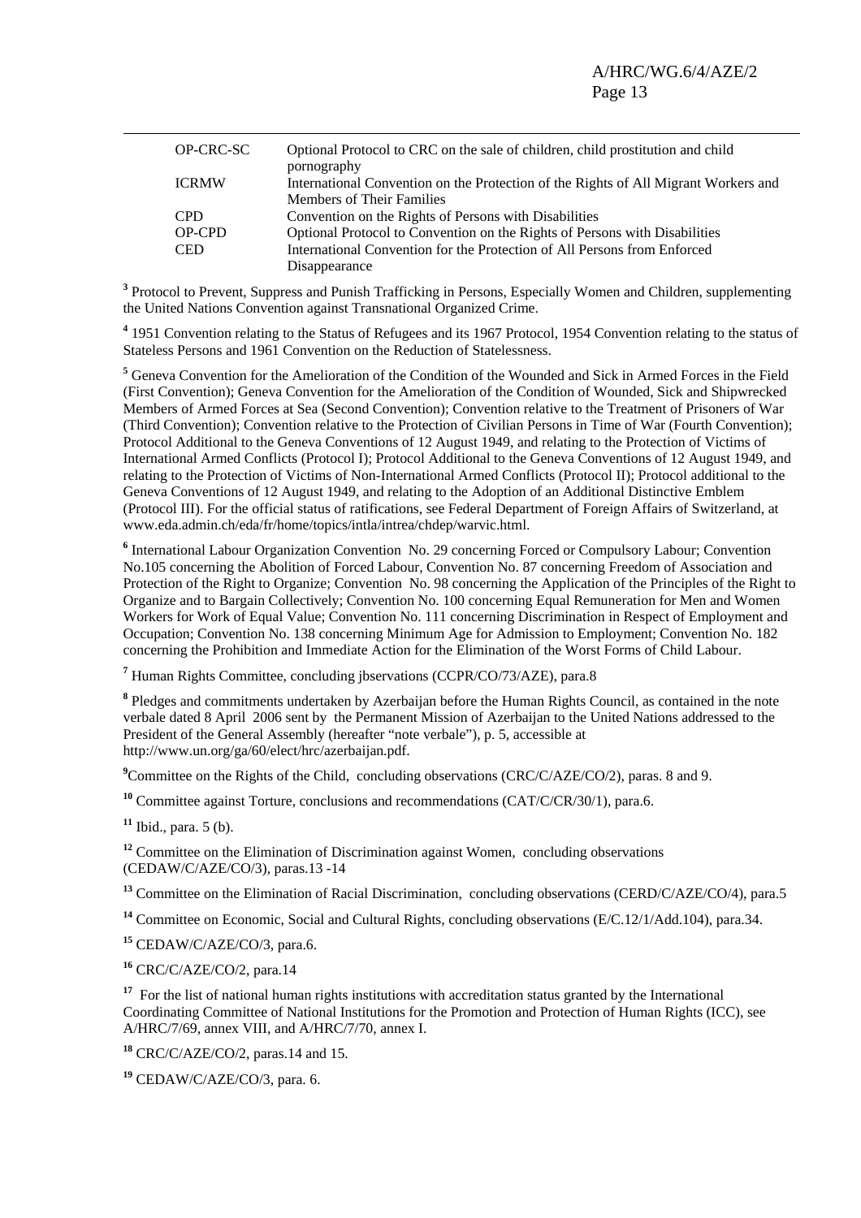| | |
|---|---|
| OP-CRC-SC | Optional Protocol to CRC on the sale of children, child prostitution and child pornography |
| ICRMW | International Convention on the Protection of the Rights of All Migrant Workers and Members of Their Families |
| CPD | Convention on the Rights of Persons with Disabilities |
| OP-CPD | Optional Protocol to Convention on the Rights of Persons with Disabilities |
| CED | International Convention for the Protection of All Persons from Enforced Disappearance |

[3] Protocol to Prevent, Suppress and Punish Trafficking in Persons, Especially Women and Children, supplementing the United Nations Convention against Transnational Organized Crime.

[4] 1951 Convention relating to the Status of Refugees and its 1967 Protocol, 1954 Convention relating to the status of Stateless Persons and 1961 Convention on the Reduction of Statelessness.

[5] Geneva Convention for the Amelioration of the Condition of the Wounded and Sick in Armed Forces in the Field (First Convention); Geneva Convention for the Amelioration of the Condition of Wounded, Sick and Shipwrecked Members of Armed Forces at Sea (Second Convention); Convention relative to the Treatment of Prisoners of War (Third Convention); Convention relative to the Protection of Civilian Persons in Time of War (Fourth Convention); Protocol Additional to the Geneva Conventions of 12 August 1949, and relating to the Protection of Victims of International Armed Conflicts (Protocol I); Protocol Additional to the Geneva Conventions of 12 August 1949, and relating to the Protection of Victims of Non-International Armed Conflicts (Protocol II); Protocol additional to the Geneva Conventions of 12 August 1949, and relating to the Adoption of an Additional Distinctive Emblem (Protocol III). For the official status of ratifications, see Federal Department of Foreign Affairs of Switzerland, at www.eda.admin.ch/eda/fr/home/topics/intla/intrea/chdep/warvic.html.

[6] International Labour Organization Convention No. 29 concerning Forced or Compulsory Labour; Convention No.105 concerning the Abolition of Forced Labour, Convention No. 87 concerning Freedom of Association and Protection of the Right to Organize; Convention No. 98 concerning the Application of the Principles of the Right to Organize and to Bargain Collectively; Convention No. 100 concerning Equal Remuneration for Men and Women Workers for Work of Equal Value; Convention No. 111 concerning Discrimination in Respect of Employment and Occupation; Convention No. 138 concerning Minimum Age for Admission to Employment; Convention No. 182 concerning the Prohibition and Immediate Action for the Elimination of the Worst Forms of Child Labour.

[7] Human Rights Committee, concluding jbservations (CCPR/CO/73/AZE), para.8

[8] Pledges and commitments undertaken by Azerbaijan before the Human Rights Council, as contained in the note verbale dated 8 April 2006 sent by the Permanent Mission of Azerbaijan to the United Nations addressed to the President of the General Assembly (hereafter "note verbale"), p. 5, accessible at http://www.un.org/ga/60/elect/hrc/azerbaijan.pdf.

[9] Committee on the Rights of the Child, concluding observations (CRC/C/AZE/CO/2), paras. 8 and 9.

[10] Committee against Torture, conclusions and recommendations (CAT/C/CR/30/1), para.6.

[11] Ibid., para. 5 (b).

[12] Committee on the Elimination of Discrimination against Women, concluding observations (CEDAW/C/AZE/CO/3), paras.13 -14

[13] Committee on the Elimination of Racial Discrimination, concluding observations (CERD/C/AZE/CO/4), para.5

[14] Committee on Economic, Social and Cultural Rights, concluding observations (E/C.12/1/Add.104), para.34.

[15] CEDAW/C/AZE/CO/3, para.6.

[16] CRC/C/AZE/CO/2, para.14

[17] For the list of national human rights institutions with accreditation status granted by the International Coordinating Committee of National Institutions for the Promotion and Protection of Human Rights (ICC), see A/HRC/7/69, annex VIII, and A/HRC/7/70, annex I.

[18] CRC/C/AZE/CO/2, paras.14 and 15.

[19] CEDAW/C/AZE/CO/3, para. 6.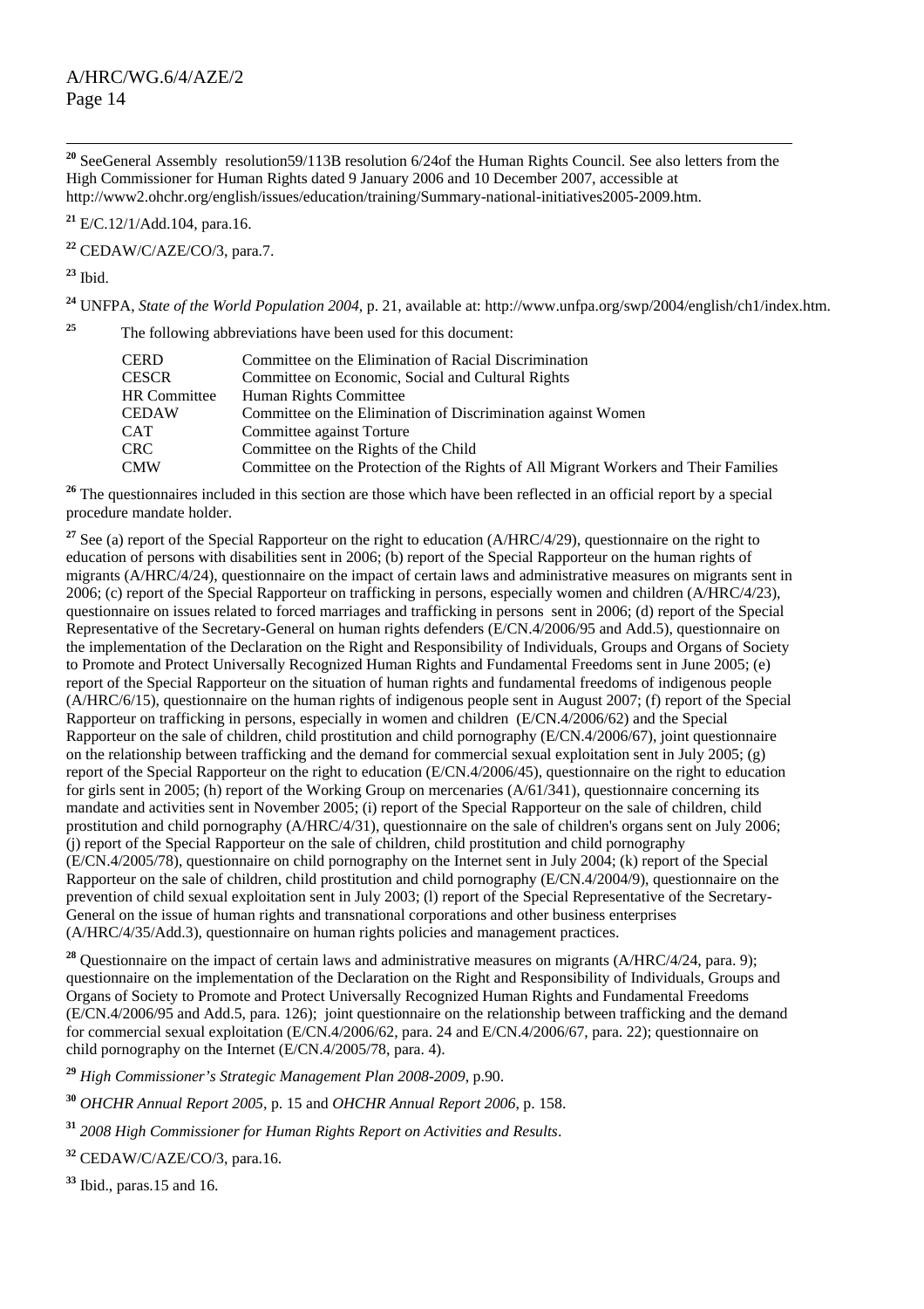[20] SeeGeneral Assembly resolution59/113B resolution 6/24of the Human Rights Council. See also letters from the High Commissioner for Human Rights dated 9 January 2006 and 10 December 2007, accessible at http://www2.ohchr.org/english/issues/education/training/Summary-national-initiatives2005-2009.htm.

[21] E/C.12/1/Add.104, para.16.

[22] CEDAW/C/AZE/CO/3, para.7.

[23] Ibid.

[24] UNFPA, *State of the World Population 2004*, p. 21, available at: http://www.unfpa.org/swp/2004/english/ch1/index.htm.

[25] The following abbreviations have been used for this document:

| | |
|---|---|
| CERD | Committee on the Elimination of Racial Discrimination |
| CESCR | Committee on Economic, Social and Cultural Rights |
| HR Committee | Human Rights Committee |
| CEDAW | Committee on the Elimination of Discrimination against Women |
| CAT | Committee against Torture |
| CRC | Committee on the Rights of the Child |
| CMW | Committee on the Protection of the Rights of All Migrant Workers and Their Families |

[26] The questionnaires included in this section are those which have been reflected in an official report by a special procedure mandate holder.

[27] See (a) report of the Special Rapporteur on the right to education (A/HRC/4/29), questionnaire on the right to education of persons with disabilities sent in 2006; (b) report of the Special Rapporteur on the human rights of migrants (A/HRC/4/24), questionnaire on the impact of certain laws and administrative measures on migrants sent in 2006; (c) report of the Special Rapporteur on trafficking in persons, especially women and children (A/HRC/4/23), questionnaire on issues related to forced marriages and trafficking in persons sent in 2006; (d) report of the Special Representative of the Secretary-General on human rights defenders (E/CN.4/2006/95 and Add.5), questionnaire on the implementation of the Declaration on the Right and Responsibility of Individuals, Groups and Organs of Society to Promote and Protect Universally Recognized Human Rights and Fundamental Freedoms sent in June 2005; (e) report of the Special Rapporteur on the situation of human rights and fundamental freedoms of indigenous people (A/HRC/6/15), questionnaire on the human rights of indigenous people sent in August 2007; (f) report of the Special Rapporteur on trafficking in persons, especially in women and children (E/CN.4/2006/62) and the Special Rapporteur on the sale of children, child prostitution and child pornography (E/CN.4/2006/67), joint questionnaire on the relationship between trafficking and the demand for commercial sexual exploitation sent in July 2005; (g) report of the Special Rapporteur on the right to education (E/CN.4/2006/45), questionnaire on the right to education for girls sent in 2005; (h) report of the Working Group on mercenaries (A/61/341), questionnaire concerning its mandate and activities sent in November 2005; (i) report of the Special Rapporteur on the sale of children, child prostitution and child pornography (A/HRC/4/31), questionnaire on the sale of children's organs sent on July 2006; (j) report of the Special Rapporteur on the sale of children, child prostitution and child pornography (E/CN.4/2005/78), questionnaire on child pornography on the Internet sent in July 2004; (k) report of the Special Rapporteur on the sale of children, child prostitution and child pornography (E/CN.4/2004/9), questionnaire on the prevention of child sexual exploitation sent in July 2003; (l) report of the Special Representative of the Secretary-General on the issue of human rights and transnational corporations and other business enterprises (A/HRC/4/35/Add.3), questionnaire on human rights policies and management practices.

[28] Questionnaire on the impact of certain laws and administrative measures on migrants (A/HRC/4/24, para. 9); questionnaire on the implementation of the Declaration on the Right and Responsibility of Individuals, Groups and Organs of Society to Promote and Protect Universally Recognized Human Rights and Fundamental Freedoms (E/CN.4/2006/95 and Add.5, para. 126); joint questionnaire on the relationship between trafficking and the demand for commercial sexual exploitation (E/CN.4/2006/62, para. 24 and E/CN.4/2006/67, para. 22); questionnaire on child pornography on the Internet (E/CN.4/2005/78, para. 4).

[29] *High Commissioner's Strategic Management Plan 2008-2009*, p.90.

[30] *OHCHR Annual Report 2005*, p. 15 and *OHCHR Annual Report 2006*, p. 158.

[31] *2008 High Commissioner for Human Rights Report on Activities and Results*.

[32] CEDAW/C/AZE/CO/3, para.16.

[33] Ibid., paras.15 and 16.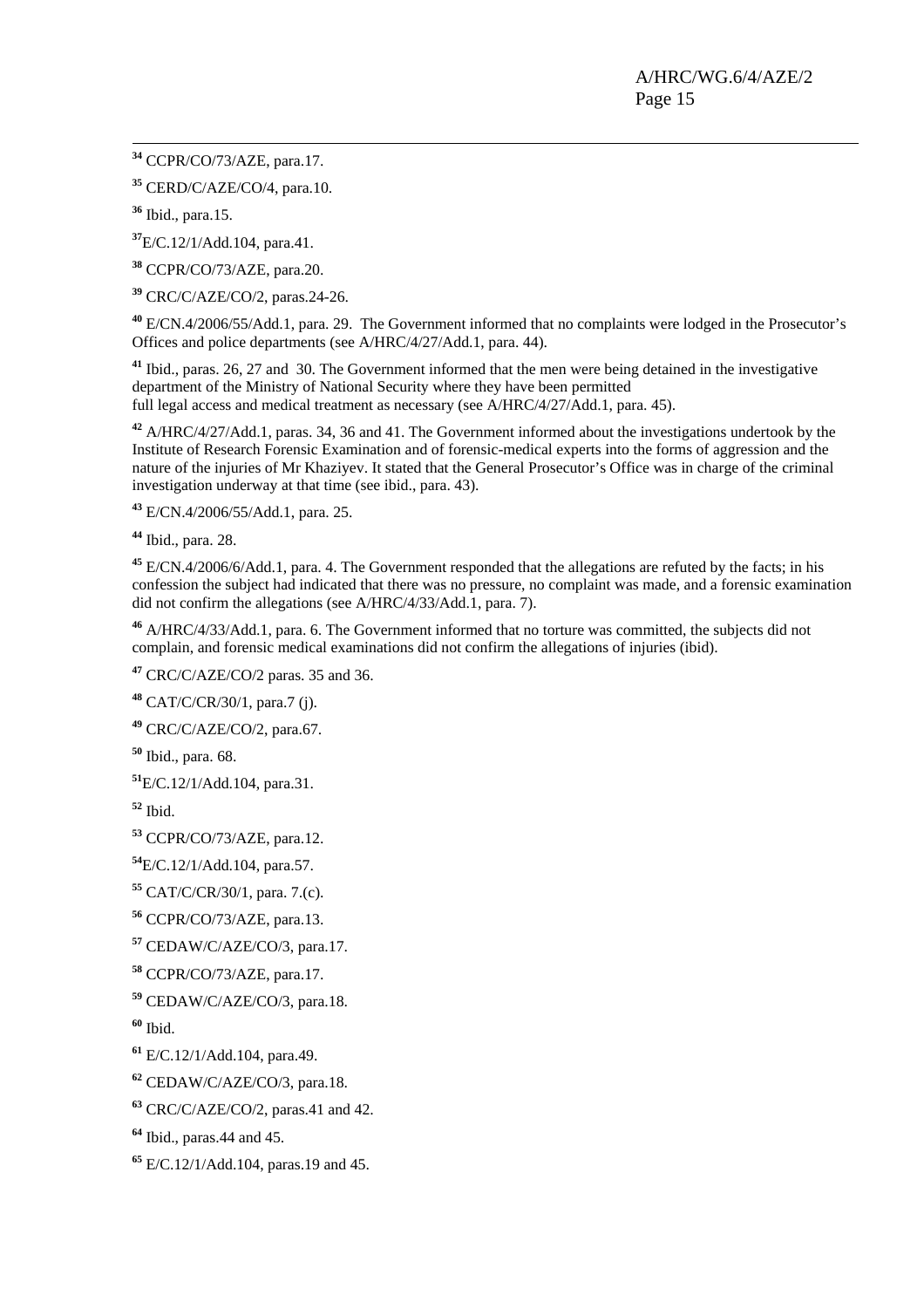[34] CCPR/CO/73/AZE, para.17.

[35] CERD/C/AZE/CO/4, para.10.

[36] Ibid., para.15.

[37] E/C.12/1/Add.104, para.41.

[38] CCPR/CO/73/AZE, para.20.

[39] CRC/C/AZE/CO/2, paras.24-26.

[40] E/CN.4/2006/55/Add.1, para. 29. The Government informed that no complaints were lodged in the Prosecutor's Offices and police departments (see A/HRC/4/27/Add.1, para. 44).

[41] Ibid., paras. 26, 27 and 30. The Government informed that the men were being detained in the investigative department of the Ministry of National Security where they have been permitted full legal access and medical treatment as necessary (see A/HRC/4/27/Add.1, para. 45).

[42] A/HRC/4/27/Add.1, paras. 34, 36 and 41. The Government informed about the investigations undertook by the Institute of Research Forensic Examination and of forensic-medical experts into the forms of aggression and the nature of the injuries of Mr Khaziyev. It stated that the General Prosecutor's Office was in charge of the criminal investigation underway at that time (see ibid., para. 43).

[43] E/CN.4/2006/55/Add.1, para. 25.

[44] Ibid., para. 28.

[45] E/CN.4/2006/6/Add.1, para. 4. The Government responded that the allegations are refuted by the facts; in his confession the subject had indicated that there was no pressure, no complaint was made, and a forensic examination did not confirm the allegations (see A/HRC/4/33/Add.1, para. 7).

[46] A/HRC/4/33/Add.1, para. 6. The Government informed that no torture was committed, the subjects did not complain, and forensic medical examinations did not confirm the allegations of injuries (ibid).

[47] CRC/C/AZE/CO/2 paras. 35 and 36.

[48] CAT/C/CR/30/1, para.7 (j).

[49] CRC/C/AZE/CO/2, para.67.

[50] Ibid., para. 68.

[51] E/C.12/1/Add.104, para.31.

[52] Ibid.

[53] CCPR/CO/73/AZE, para.12.

[54] E/C.12/1/Add.104, para.57.

[55] CAT/C/CR/30/1, para. 7.(c).

[56] CCPR/CO/73/AZE, para.13.

[57] CEDAW/C/AZE/CO/3, para.17.

[58] CCPR/CO/73/AZE, para.17.

[59] CEDAW/C/AZE/CO/3, para.18.

[60] Ibid.

[61] E/C.12/1/Add.104, para.49.

[62] CEDAW/C/AZE/CO/3, para.18.

[63] CRC/C/AZE/CO/2, paras.41 and 42.

[64] Ibid., paras.44 and 45.

[65] E/C.12/1/Add.104, paras.19 and 45.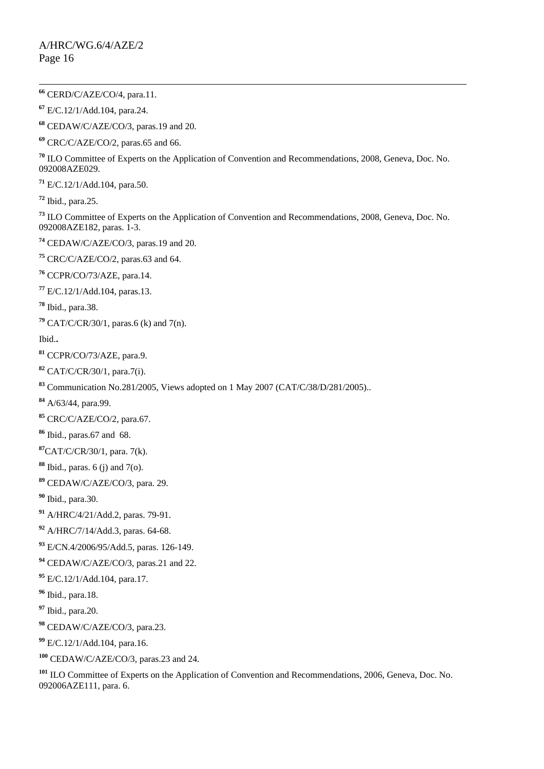[66] CERD/C/AZE/CO/4, para.11.

[67] E/C.12/1/Add.104, para.24.

[68] CEDAW/C/AZE/CO/3, paras.19 and 20.

[69] CRC/C/AZE/CO/2, paras.65 and 66.

[70] ILO Committee of Experts on the Application of Convention and Recommendations, 2008, Geneva, Doc. No. 092008AZE029.

[71] E/C.12/1/Add.104, para.50.

[72] Ibid., para.25.

[73] ILO Committee of Experts on the Application of Convention and Recommendations, 2008, Geneva, Doc. No. 092008AZE182, paras. 1-3.

[74] CEDAW/C/AZE/CO/3, paras.19 and 20.

[75] CRC/C/AZE/CO/2, paras.63 and 64.

[76] CCPR/CO/73/AZE, para.14.

[77] E/C.12/1/Add.104, paras.13.

[78] Ibid., para.38.

[79] CAT/C/CR/30/1, paras.6 (k) and 7(n).

Ibid..

[81] CCPR/CO/73/AZE, para.9.

[82] CAT/C/CR/30/1, para.7(i).

[83] Communication No.281/2005, Views adopted on 1 May 2007 (CAT/C/38/D/281/2005)..

[84] A/63/44, para.99.

[85] CRC/C/AZE/CO/2, para.67.

[86] Ibid., paras.67 and 68.

[87] CAT/C/CR/30/1, para. 7(k).

[88] Ibid., paras. 6 (j) and 7(o).

[89] CEDAW/C/AZE/CO/3, para. 29.

[90] Ibid., para.30.

[91] A/HRC/4/21/Add.2, paras. 79-91.

[92] A/HRC/7/14/Add.3, paras. 64-68.

[93] E/CN.4/2006/95/Add.5, paras. 126-149.

[94] CEDAW/C/AZE/CO/3, paras.21 and 22.

[95] E/C.12/1/Add.104, para.17.

[96] Ibid., para.18.

[97] Ibid., para.20.

[98] CEDAW/C/AZE/CO/3, para.23.

[99] E/C.12/1/Add.104, para.16.

[100] CEDAW/C/AZE/CO/3, paras.23 and 24.

[101] ILO Committee of Experts on the Application of Convention and Recommendations, 2006, Geneva, Doc. No. 092006AZE111, para. 6.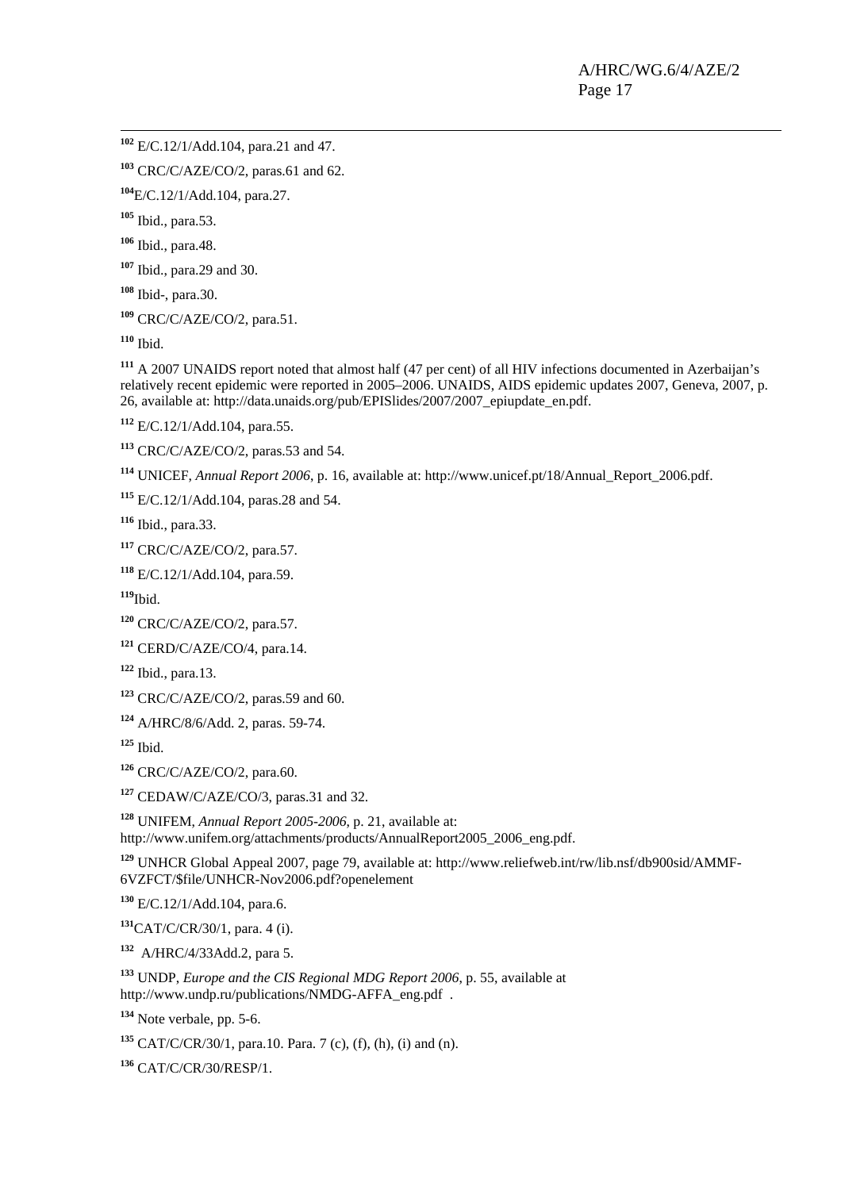[102] E/C.12/1/Add.104, para.21 and 47.

[103] CRC/C/AZE/CO/2, paras.61 and 62.

[104]E/C.12/1/Add.104, para.27.

[105] Ibid., para.53.

[106] Ibid., para.48.

[107] Ibid., para.29 and 30.

[108] Ibid-, para.30.

[109] CRC/C/AZE/CO/2, para.51.

[110] Ibid.

[111] A 2007 UNAIDS report noted that almost half (47 per cent) of all HIV infections documented in Azerbaijan's relatively recent epidemic were reported in 2005–2006. UNAIDS, AIDS epidemic updates 2007, Geneva, 2007, p. 26, available at: http://data.unaids.org/pub/EPISlides/2007/2007_epiupdate_en.pdf.

[112] E/C.12/1/Add.104, para.55.

[113] CRC/C/AZE/CO/2, paras.53 and 54.

[114] UNICEF, *Annual Report 2006*, p. 16, available at: http://www.unicef.pt/18/Annual_Report_2006.pdf.

[115] E/C.12/1/Add.104, paras.28 and 54.

[116] Ibid., para.33.

[117] CRC/C/AZE/CO/2, para.57.

[118] E/C.12/1/Add.104, para.59.

[119]Ibid.

[120] CRC/C/AZE/CO/2, para.57.

[121] CERD/C/AZE/CO/4, para.14.

[122] Ibid., para.13.

[123] CRC/C/AZE/CO/2, paras.59 and 60.

[124] A/HRC/8/6/Add. 2, paras. 59-74.

[125] Ibid.

[126] CRC/C/AZE/CO/2, para.60.

[127] CEDAW/C/AZE/CO/3, paras.31 and 32.

[128] UNIFEM, *Annual Report 2005-2006*, p. 21, available at: http://www.unifem.org/attachments/products/AnnualReport2005_2006_eng.pdf.

[129] UNHCR Global Appeal 2007, page 79, available at: http://www.reliefweb.int/rw/lib.nsf/db900sid/AMMF-6VZFCT/$file/UNHCR-Nov2006.pdf?openelement

[130] E/C.12/1/Add.104, para.6.

[131]CAT/C/CR/30/1, para. 4 (i).

[132] A/HRC/4/33Add.2, para 5.

[133] UNDP, *Europe and the CIS Regional MDG Report 2006*, p. 55, available at http://www.undp.ru/publications/NMDG-AFFA_eng.pdf .

[134] Note verbale, pp. 5-6.

[135] CAT/C/CR/30/1, para.10. Para. 7 (c), (f), (h), (i) and (n).

[136] CAT/C/CR/30/RESP/1.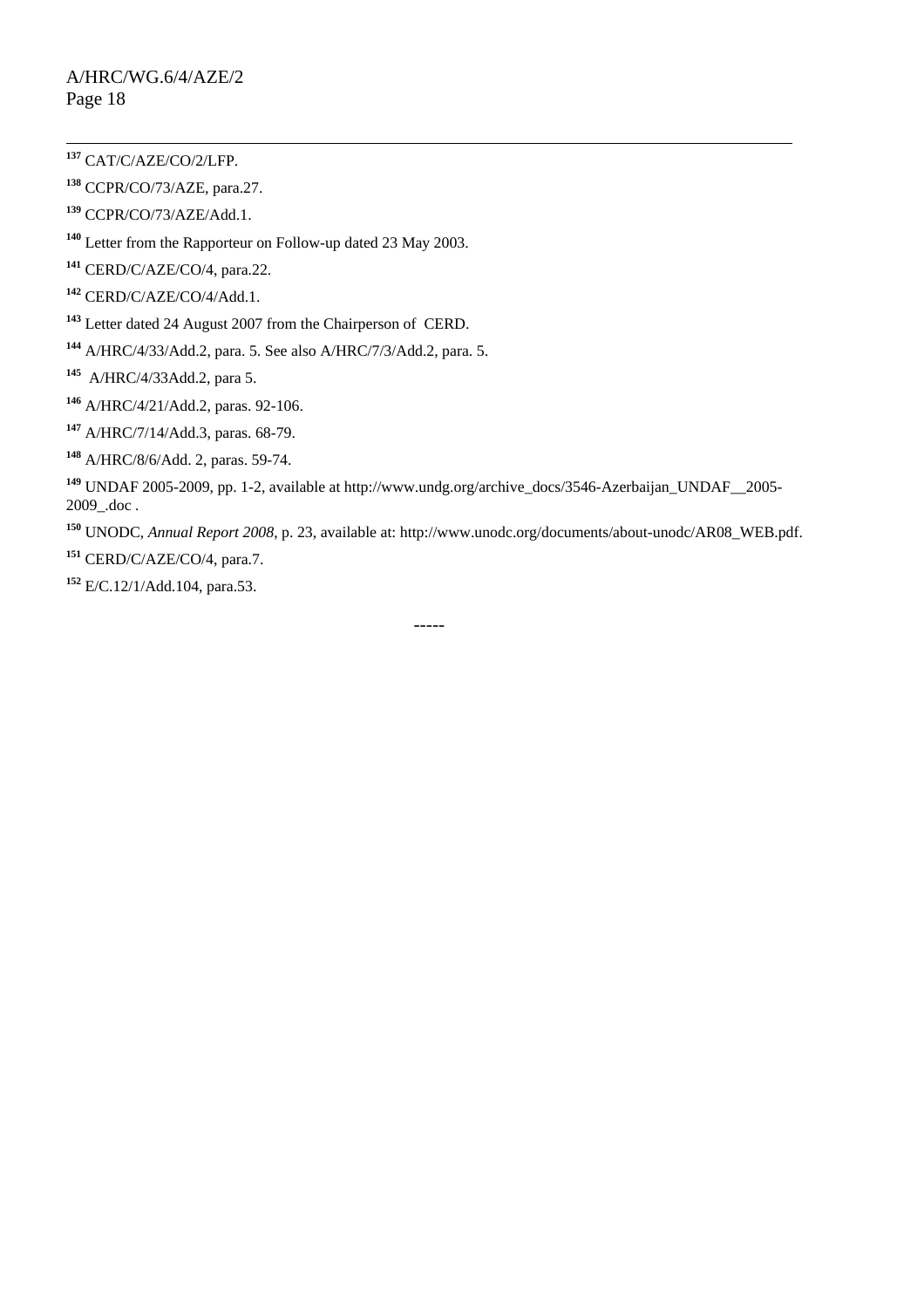[137] CAT/C/AZE/CO/2/LFP.

[138] CCPR/CO/73/AZE, para.27.

[139] CCPR/CO/73/AZE/Add.1.

[140] Letter from the Rapporteur on Follow-up dated 23 May 2003.

[141] CERD/C/AZE/CO/4, para.22.

[142] CERD/C/AZE/CO/4/Add.1.

[143] Letter dated 24 August 2007 from the Chairperson of CERD.

[144] A/HRC/4/33/Add.2, para. 5. See also A/HRC/7/3/Add.2, para. 5.

[145] A/HRC/4/33Add.2, para 5.

[146] A/HRC/4/21/Add.2, paras. 92-106.

[147] A/HRC/7/14/Add.3, paras. 68-79.

[148] A/HRC/8/6/Add. 2, paras. 59-74.

[149] UNDAF 2005-2009, pp. 1-2, available at http://www.undg.org/archive_docs/3546-Azerbaijan_UNDAF__2005-2009_.doc .

[150] UNODC, *Annual Report 2008*, p. 23, available at: http://www.unodc.org/documents/about-unodc/AR08_WEB.pdf.

[151] CERD/C/AZE/CO/4, para.7.

[152] E/C.12/1/Add.104, para.53.

-----